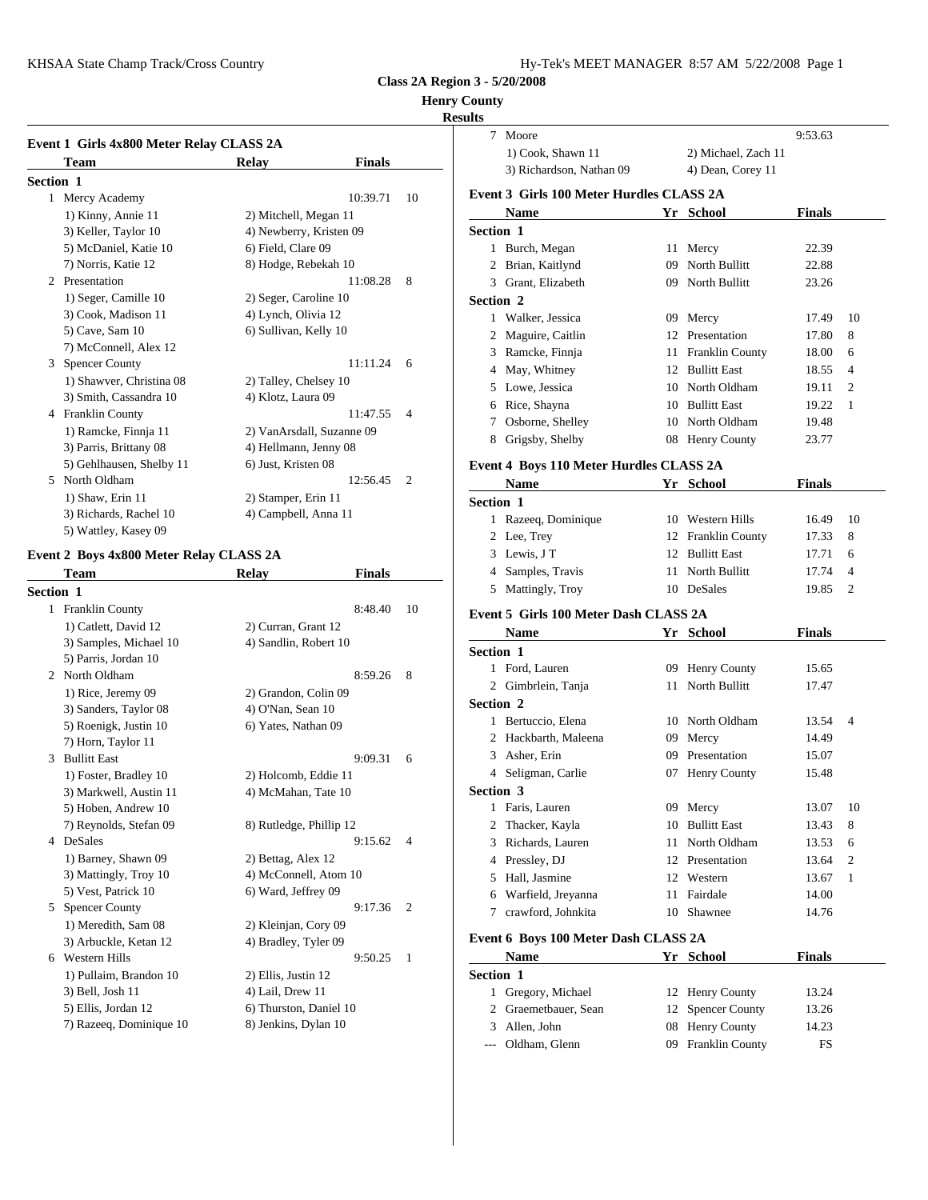# Class 2A Region 3 - 5/20/2008

## Henry County

## Results

### Event 1 Girls 4x800 Meter Relay CLASS 2A

| | Team | Relay | Finals | |
|---|---|---|---|---|
| **Section 1** | | | | |
| 1 | Mercy Academy | | 10:39.71 | 10 |
| | 1) Kinny, Annie 11 | 2) Mitchell, Megan 11 | | |
| | 3) Keller, Taylor 10 | 4) Newberry, Kristen 09 | | |
| | 5) McDaniel, Katie 10 | 6) Field, Clare 09 | | |
| | 7) Norris, Katie 12 | 8) Hodge, Rebekah 10 | | |
| 2 | Presentation | | 11:08.28 | 8 |
| | 1) Seger, Camille 10 | 2) Seger, Caroline 10 | | |
| | 3) Cook, Madison 11 | 4) Lynch, Olivia 12 | | |
| | 5) Cave, Sam 10 | 6) Sullivan, Kelly 10 | | |
| | 7) McConnell, Alex 12 | | | |
| 3 | Spencer County | | 11:11.24 | 6 |
| | 1) Shawver, Christina 08 | 2) Talley, Chelsey 10 | | |
| | 3) Smith, Cassandra 10 | 4) Klotz, Laura 09 | | |
| 4 | Franklin County | | 11:47.55 | 4 |
| | 1) Ramcke, Finnja 11 | 2) VanArsdall, Suzanne 09 | | |
| | 3) Parris, Brittany 08 | 4) Hellmann, Jenny 08 | | |
| | 5) Gehlhausen, Shelby 11 | 6) Just, Kristen 08 | | |
| 5 | North Oldham | | 12:56.45 | 2 |
| | 1) Shaw, Erin 11 | 2) Stamper, Erin 11 | | |
| | 3) Richards, Rachel 10 | 4) Campbell, Anna 11 | | |
| | 5) Wattley, Kasey 09 | | | |

### Event 2 Boys 4x800 Meter Relay CLASS 2A

| | Team | Relay | Finals | |
|---|---|---|---|---|
| **Section 1** | | | | |
| 1 | Franklin County | | 8:48.40 | 10 |
| | 1) Catlett, David 12 | 2) Curran, Grant 12 | | |
| | 3) Samples, Michael 10 | 4) Sandlin, Robert 10 | | |
| | 5) Parris, Jordan 10 | | | |
| 2 | North Oldham | | 8:59.26 | 8 |
| | 1) Rice, Jeremy 09 | 2) Grandon, Colin 09 | | |
| | 3) Sanders, Taylor 08 | 4) O'Nan, Sean 10 | | |
| | 5) Roenigk, Justin 10 | 6) Yates, Nathan 09 | | |
| | 7) Horn, Taylor 11 | | | |
| 3 | Bullitt East | | 9:09.31 | 6 |
| | 1) Foster, Bradley 10 | 2) Holcomb, Eddie 11 | | |
| | 3) Markwell, Austin 11 | 4) McMahan, Tate 10 | | |
| | 5) Hoben, Andrew 10 | | | |
| | 7) Reynolds, Stefan 09 | 8) Rutledge, Phillip 12 | | |
| 4 | DeSales | | 9:15.62 | 4 |
| | 1) Barney, Shawn 09 | 2) Bettag, Alex 12 | | |
| | 3) Mattingly, Troy 10 | 4) McConnell, Atom 10 | | |
| | 5) Vest, Patrick 10 | 6) Ward, Jeffrey 09 | | |
| 5 | Spencer County | | 9:17.36 | 2 |
| | 1) Meredith, Sam 08 | 2) Kleinjan, Cory 09 | | |
| | 3) Arbuckle, Ketan 12 | 4) Bradley, Tyler 09 | | |
| 6 | Western Hills | | 9:50.25 | 1 |
| | 1) Pullaim, Brandon 10 | 2) Ellis, Justin 12 | | |
| | 3) Bell, Josh 11 | 4) Lail, Drew 11 | | |
| | 5) Ellis, Jordan 12 | 6) Thurston, Daniel 10 | | |
| | 7) Razeeq, Dominique 10 | 8) Jenkins, Dylan 10 | | |
| 7 | Moore | | 9:53.63 | |
| | 1) Cook, Shawn 11 | 2) Michael, Zach 11 | | |
| | 3) Richardson, Nathan 09 | 4) Dean, Corey 11 | | |

### Event 3 Girls 100 Meter Hurdles CLASS 2A

| | Name | Yr | School | Finals | |
|---|---|---|---|---|---|
| **Section 1** | | | | | |
| 1 | Burch, Megan | 11 | Mercy | 22.39 | |
| 2 | Brian, Kaitlynd | 09 | North Bullitt | 22.88 | |
| 3 | Grant, Elizabeth | 09 | North Bullitt | 23.26 | |
| **Section 2** | | | | | |
| 1 | Walker, Jessica | 09 | Mercy | 17.49 | 10 |
| 2 | Maguire, Caitlin | 12 | Presentation | 17.80 | 8 |
| 3 | Ramcke, Finnja | 11 | Franklin County | 18.00 | 6 |
| 4 | May, Whitney | 12 | Bullitt East | 18.55 | 4 |
| 5 | Lowe, Jessica | 10 | North Oldham | 19.11 | 2 |
| 6 | Rice, Shayna | 10 | Bullitt East | 19.22 | 1 |
| 7 | Osborne, Shelley | 10 | North Oldham | 19.48 | |
| 8 | Grigsby, Shelby | 08 | Henry County | 23.77 | |

### Event 4 Boys 110 Meter Hurdles CLASS 2A

| | Name | Yr | School | Finals | |
|---|---|---|---|---|---|
| **Section 1** | | | | | |
| 1 | Razeeq, Dominique | 10 | Western Hills | 16.49 | 10 |
| 2 | Lee, Trey | 12 | Franklin County | 17.33 | 8 |
| 3 | Lewis, J T | 12 | Bullitt East | 17.71 | 6 |
| 4 | Samples, Travis | 11 | North Bullitt | 17.74 | 4 |
| 5 | Mattingly, Troy | 10 | DeSales | 19.85 | 2 |

### Event 5 Girls 100 Meter Dash CLASS 2A

| | Name | Yr | School | Finals | |
|---|---|---|---|---|---|
| **Section 1** | | | | | |
| 1 | Ford, Lauren | 09 | Henry County | 15.65 | |
| 2 | Gimbrlein, Tanja | 11 | North Bullitt | 17.47 | |
| **Section 2** | | | | | |
| 1 | Bertuccio, Elena | 10 | North Oldham | 13.54 | 4 |
| 2 | Hackbarth, Maleena | 09 | Mercy | 14.49 | |
| 3 | Asher, Erin | 09 | Presentation | 15.07 | |
| 4 | Seligman, Carlie | 07 | Henry County | 15.48 | |
| **Section 3** | | | | | |
| 1 | Faris, Lauren | 09 | Mercy | 13.07 | 10 |
| 2 | Thacker, Kayla | 10 | Bullitt East | 13.43 | 8 |
| 3 | Richards, Lauren | 11 | North Oldham | 13.53 | 6 |
| 4 | Pressley, DJ | 12 | Presentation | 13.64 | 2 |
| 5 | Hall, Jasmine | 12 | Western | 13.67 | 1 |
| 6 | Warfield, Jreyanna | 11 | Fairdale | 14.00 | |
| 7 | crawford, Johnkita | 10 | Shawnee | 14.76 | |

### Event 6 Boys 100 Meter Dash CLASS 2A

| | Name | Yr | School | Finals |
|---|---|---|---|---|
| **Section 1** | | | | |
| 1 | Gregory, Michael | 12 | Henry County | 13.24 |
| 2 | Graemetbauer, Sean | 12 | Spencer County | 13.26 |
| 3 | Allen, John | 08 | Henry County | 14.23 |
| --- | Oldham, Glenn | 09 | Franklin County | FS |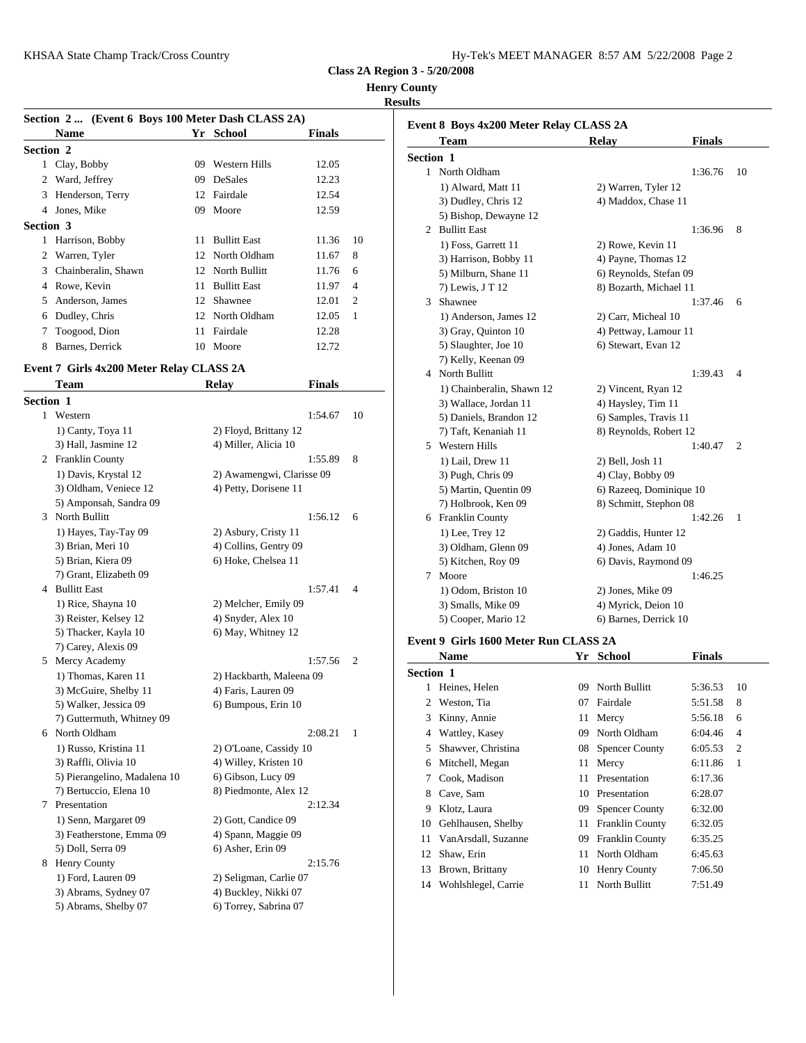**Class 2A Region 3 - 5/20/2008**

**Henry County**

**Results**

### Section 2 ... (Event 6 Boys 100 Meter Dash CLASS 2A)

| | Name | Yr | School | Finals | |
|---|---|---|---|---|---|
| **Section 2** | | | | | |
| 1 | Clay, Bobby | 09 | Western Hills | 12.05 | |
| 2 | Ward, Jeffrey | 09 | DeSales | 12.23 | |
| 3 | Henderson, Terry | 12 | Fairdale | 12.54 | |
| 4 | Jones, Mike | 09 | Moore | 12.59 | |
| **Section 3** | | | | | |
| 1 | Harrison, Bobby | 11 | Bullitt East | 11.36 | 10 |
| 2 | Warren, Tyler | 12 | North Oldham | 11.67 | 8 |
| 3 | Chainberalin, Shawn | 12 | North Bullitt | 11.76 | 6 |
| 4 | Rowe, Kevin | 11 | Bullitt East | 11.97 | 4 |
| 5 | Anderson, James | 12 | Shawnee | 12.01 | 2 |
| 6 | Dudley, Chris | 12 | North Oldham | 12.05 | 1 |
| 7 | Toogood, Dion | 11 | Fairdale | 12.28 | |
| 8 | Barnes, Derrick | 10 | Moore | 12.72 | |

### Event 7 Girls 4x200 Meter Relay CLASS 2A

| | Team | Relay | Finals | |
|---|---|---|---|---|
| **Section 1** | | | | |
| 1 | Western | | 1:54.67 | 10 |
| | 1) Canty, Toya 11 | 2) Floyd, Brittany 12 | | |
| | 3) Hall, Jasmine 12 | 4) Miller, Alicia 10 | | |
| 2 | Franklin County | | 1:55.89 | 8 |
| | 1) Davis, Krystal 12 | 2) Awamengwi, Clarisse 09 | | |
| | 3) Oldham, Veniece 12 | 4) Petty, Dorisene 11 | | |
| | 5) Amponsah, Sandra 09 | | | |
| 3 | North Bullitt | | 1:56.12 | 6 |
| | 1) Hayes, Tay-Tay 09 | 2) Asbury, Cristy 11 | | |
| | 3) Brian, Meri 10 | 4) Collins, Gentry 09 | | |
| | 5) Brian, Kiera 09 | 6) Hoke, Chelsea 11 | | |
| | 7) Grant, Elizabeth 09 | | | |
| 4 | Bullitt East | | 1:57.41 | 4 |
| | 1) Rice, Shayna 10 | 2) Melcher, Emily 09 | | |
| | 3) Reister, Kelsey 12 | 4) Snyder, Alex 10 | | |
| | 5) Thacker, Kayla 10 | 6) May, Whitney 12 | | |
| | 7) Carey, Alexis 09 | | | |
| 5 | Mercy Academy | | 1:57.56 | 2 |
| | 1) Thomas, Karen 11 | 2) Hackbarth, Maleena 09 | | |
| | 3) McGuire, Shelby 11 | 4) Faris, Lauren 09 | | |
| | 5) Walker, Jessica 09 | 6) Bumpous, Erin 10 | | |
| | 7) Guttermuth, Whitney 09 | | | |
| 6 | North Oldham | | 2:08.21 | 1 |
| | 1) Russo, Kristina 11 | 2) O'Loane, Cassidy 10 | | |
| | 3) Raffli, Olivia 10 | 4) Willey, Kristen 10 | | |
| | 5) Pierangelino, Madalena 10 | 6) Gibson, Lucy 09 | | |
| | 7) Bertuccio, Elena 10 | 8) Piedmonte, Alex 12 | | |
| 7 | Presentation | | 2:12.34 | |
| | 1) Senn, Margaret 09 | 2) Gott, Candice 09 | | |
| | 3) Featherstone, Emma 09 | 4) Spann, Maggie 09 | | |
| | 5) Doll, Serra 09 | 6) Asher, Erin 09 | | |
| 8 | Henry County | | 2:15.76 | |
| | 1) Ford, Lauren 09 | 2) Seligman, Carlie 07 | | |
| | 3) Abrams, Sydney 07 | 4) Buckley, Nikki 07 | | |
| | 5) Abrams, Shelby 07 | 6) Torrey, Sabrina 07 | | |

### Event 8 Boys 4x200 Meter Relay CLASS 2A

| | Team | Relay | Finals | |
|---|---|---|---|---|
| **Section 1** | | | | |
| 1 | North Oldham | | 1:36.76 | 10 |
| | 1) Alward, Matt 11 | 2) Warren, Tyler 12 | | |
| | 3) Dudley, Chris 12 | 4) Maddox, Chase 11 | | |
| | 5) Bishop, Dewayne 12 | | | |
| 2 | Bullitt East | | 1:36.96 | 8 |
| | 1) Foss, Garrett 11 | 2) Rowe, Kevin 11 | | |
| | 3) Harrison, Bobby 11 | 4) Payne, Thomas 12 | | |
| | 5) Milburn, Shane 11 | 6) Reynolds, Stefan 09 | | |
| | 7) Lewis, J T 12 | 8) Bozarth, Michael 11 | | |
| 3 | Shawnee | | 1:37.46 | 6 |
| | 1) Anderson, James 12 | 2) Carr, Micheal 10 | | |
| | 3) Gray, Quinton 10 | 4) Pettway, Lamour 11 | | |
| | 5) Slaughter, Joe 10 | 6) Stewart, Evan 12 | | |
| | 7) Kelly, Keenan 09 | | | |
| 4 | North Bullitt | | 1:39.43 | 4 |
| | 1) Chainberalin, Shawn 12 | 2) Vincent, Ryan 12 | | |
| | 3) Wallace, Jordan 11 | 4) Haysley, Tim 11 | | |
| | 5) Daniels, Brandon 12 | 6) Samples, Travis 11 | | |
| | 7) Taft, Kenaniah 11 | 8) Reynolds, Robert 12 | | |
| 5 | Western Hills | | 1:40.47 | 2 |
| | 1) Lail, Drew 11 | 2) Bell, Josh 11 | | |
| | 3) Pugh, Chris 09 | 4) Clay, Bobby 09 | | |
| | 5) Martin, Quentin 09 | 6) Razeeq, Dominique 10 | | |
| | 7) Holbrook, Ken 09 | 8) Schmitt, Stephon 08 | | |
| 6 | Franklin County | | 1:42.26 | 1 |
| | 1) Lee, Trey 12 | 2) Gaddis, Hunter 12 | | |
| | 3) Oldham, Glenn 09 | 4) Jones, Adam 10 | | |
| | 5) Kitchen, Roy 09 | 6) Davis, Raymond 09 | | |
| 7 | Moore | | 1:46.25 | |
| | 1) Odom, Briston 10 | 2) Jones, Mike 09 | | |
| | 3) Smalls, Mike 09 | 4) Myrick, Deion 10 | | |
| | 5) Cooper, Mario 12 | 6) Barnes, Derrick 10 | | |

### Event 9 Girls 1600 Meter Run CLASS 2A

| | Name | Yr | School | Finals | |
|---|---|---|---|---|---|
| **Section 1** | | | | | |
| 1 | Heines, Helen | 09 | North Bullitt | 5:36.53 | 10 |
| 2 | Weston, Tia | 07 | Fairdale | 5:51.58 | 8 |
| 3 | Kinny, Annie | 11 | Mercy | 5:56.18 | 6 |
| 4 | Wattley, Kasey | 09 | North Oldham | 6:04.46 | 4 |
| 5 | Shawver, Christina | 08 | Spencer County | 6:05.53 | 2 |
| 6 | Mitchell, Megan | 11 | Mercy | 6:11.86 | 1 |
| 7 | Cook, Madison | 11 | Presentation | 6:17.36 | |
| 8 | Cave, Sam | 10 | Presentation | 6:28.07 | |
| 9 | Klotz, Laura | 09 | Spencer County | 6:32.00 | |
| 10 | Gehlhausen, Shelby | 11 | Franklin County | 6:32.05 | |
| 11 | VanArsdall, Suzanne | 09 | Franklin County | 6:35.25 | |
| 12 | Shaw, Erin | 11 | North Oldham | 6:45.63 | |
| 13 | Brown, Brittany | 10 | Henry County | 7:06.50 | |
| 14 | Wohlshlegel, Carrie | 11 | North Bullitt | 7:51.49 | |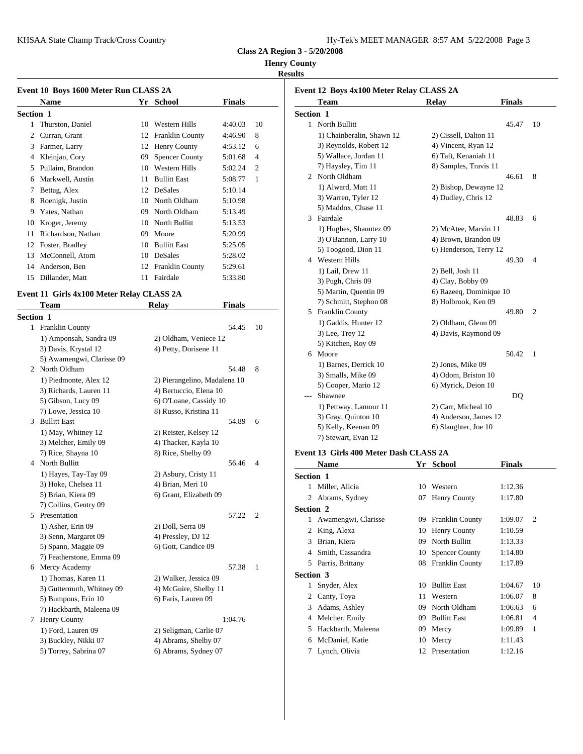**Class 2A Region 3 - 5/20/2008**

**Henry County**

**Results**

### Event 10 Boys 1600 Meter Run CLASS 2A

| | Name | Yr | School | Finals | |
|---|---|---|---|---|---|
| **Section 1** | | | | | |
| 1 | Thurston, Daniel | 10 | Western Hills | 4:40.03 | 10 |
| 2 | Curran, Grant | 12 | Franklin County | 4:46.90 | 8 |
| 3 | Farmer, Larry | 12 | Henry County | 4:53.12 | 6 |
| 4 | Kleinjan, Cory | 09 | Spencer County | 5:01.68 | 4 |
| 5 | Pullaim, Brandon | 10 | Western Hills | 5:02.24 | 2 |
| 6 | Markwell, Austin | 11 | Bullitt East | 5:08.77 | 1 |
| 7 | Bettag, Alex | 12 | DeSales | 5:10.14 | |
| 8 | Roenigk, Justin | 10 | North Oldham | 5:10.98 | |
| 9 | Yates, Nathan | 09 | North Oldham | 5:13.49 | |
| 10 | Kroger, Jeremy | 10 | North Bullitt | 5:13.53 | |
| 11 | Richardson, Nathan | 09 | Moore | 5:20.99 | |
| 12 | Foster, Bradley | 10 | Bullitt East | 5:25.05 | |
| 13 | McConnell, Atom | 10 | DeSales | 5:28.02 | |
| 14 | Anderson, Ben | 12 | Franklin County | 5:29.61 | |
| 15 | Dillander, Matt | 11 | Fairdale | 5:33.80 | |

### Event 11 Girls 4x100 Meter Relay CLASS 2A

| | Team | Relay | Finals | |
|---|---|---|---|---|
| **Section 1** | | | | |
| 1 | Franklin County | | 54.45 | 10 |
| | 1) Amponsah, Sandra 09 | 2) Oldham, Veniece 12 | | |
| | 3) Davis, Krystal 12 | 4) Petty, Dorisene 11 | | |
| | 5) Awamengwi, Clarisse 09 | | | |
| 2 | North Oldham | | 54.48 | 8 |
| | 1) Piedmonte, Alex 12 | 2) Pierangelino, Madalena 10 | | |
| | 3) Richards, Lauren 11 | 4) Bertuccio, Elena 10 | | |
| | 5) Gibson, Lucy 09 | 6) O'Loane, Cassidy 10 | | |
| | 7) Lowe, Jessica 10 | 8) Russo, Kristina 11 | | |
| 3 | Bullitt East | | 54.89 | 6 |
| | 1) May, Whitney 12 | 2) Reister, Kelsey 12 | | |
| | 3) Melcher, Emily 09 | 4) Thacker, Kayla 10 | | |
| | 7) Rice, Shayna 10 | 8) Rice, Shelby 09 | | |
| 4 | North Bullitt | | 56.46 | 4 |
| | 1) Hayes, Tay-Tay 09 | 2) Asbury, Cristy 11 | | |
| | 3) Hoke, Chelsea 11 | 4) Brian, Meri 10 | | |
| | 5) Brian, Kiera 09 | 6) Grant, Elizabeth 09 | | |
| | 7) Collins, Gentry 09 | | | |
| 5 | Presentation | | 57.22 | 2 |
| | 1) Asher, Erin 09 | 2) Doll, Serra 09 | | |
| | 3) Senn, Margaret 09 | 4) Pressley, DJ 12 | | |
| | 5) Spann, Maggie 09 | 6) Gott, Candice 09 | | |
| | 7) Featherstone, Emma 09 | | | |
| 6 | Mercy Academy | | 57.38 | 1 |
| | 1) Thomas, Karen 11 | 2) Walker, Jessica 09 | | |
| | 3) Guttermuth, Whitney 09 | 4) McGuire, Shelby 11 | | |
| | 5) Bumpous, Erin 10 | 6) Faris, Lauren 09 | | |
| | 7) Hackbarth, Maleena 09 | | | |
| 7 | Henry County | | 1:04.76 | |
| | 1) Ford, Lauren 09 | 2) Seligman, Carlie 07 | | |
| | 3) Buckley, Nikki 07 | 4) Abrams, Shelby 07 | | |
| | 5) Torrey, Sabrina 07 | 6) Abrams, Sydney 07 | | |

### Event 12 Boys 4x100 Meter Relay CLASS 2A

| | Team | Relay | Finals | |
|---|---|---|---|---|
| **Section 1** | | | | |
| 1 | North Bullitt | | 45.47 | 10 |
| | 1) Chainberalin, Shawn 12 | 2) Cissell, Dalton 11 | | |
| | 3) Reynolds, Robert 12 | 4) Vincent, Ryan 12 | | |
| | 5) Wallace, Jordan 11 | 6) Taft, Kenaniah 11 | | |
| | 7) Haysley, Tim 11 | 8) Samples, Travis 11 | | |
| 2 | North Oldham | | 46.61 | 8 |
| | 1) Alward, Matt 11 | 2) Bishop, Dewayne 12 | | |
| | 3) Warren, Tyler 12 | 4) Dudley, Chris 12 | | |
| | 5) Maddox, Chase 11 | | | |
| 3 | Fairdale | | 48.83 | 6 |
| | 1) Hughes, Shauntez 09 | 2) McAtee, Marvin 11 | | |
| | 3) O'Bannon, Larry 10 | 4) Brown, Brandon 09 | | |
| | 5) Toogood, Dion 11 | 6) Henderson, Terry 12 | | |
| 4 | Western Hills | | 49.30 | 4 |
| | 1) Lail, Drew 11 | 2) Bell, Josh 11 | | |
| | 3) Pugh, Chris 09 | 4) Clay, Bobby 09 | | |
| | 5) Martin, Quentin 09 | 6) Razeeq, Dominique 10 | | |
| | 7) Schmitt, Stephon 08 | 8) Holbrook, Ken 09 | | |
| 5 | Franklin County | | 49.80 | 2 |
| | 1) Gaddis, Hunter 12 | 2) Oldham, Glenn 09 | | |
| | 3) Lee, Trey 12 | 4) Davis, Raymond 09 | | |
| | 5) Kitchen, Roy 09 | | | |
| 6 | Moore | | 50.42 | 1 |
| | 1) Barnes, Derrick 10 | 2) Jones, Mike 09 | | |
| | 3) Smalls, Mike 09 | 4) Odom, Briston 10 | | |
| | 5) Cooper, Mario 12 | 6) Myrick, Deion 10 | | |
| --- | Shawnee | | DQ | |
| | 1) Pettway, Lamour 11 | 2) Carr, Micheal 10 | | |
| | 3) Gray, Quinton 10 | 4) Anderson, James 12 | | |
| | 5) Kelly, Keenan 09 | 6) Slaughter, Joe 10 | | |
| | 7) Stewart, Evan 12 | | | |

### Event 13 Girls 400 Meter Dash CLASS 2A

| | Name | Yr | School | Finals | |
|---|---|---|---|---|---|
| **Section 1** | | | | | |
| 1 | Miller, Alicia | 10 | Western | 1:12.36 | |
| 2 | Abrams, Sydney | 07 | Henry County | 1:17.80 | |
| **Section 2** | | | | | |
| 1 | Awamengwi, Clarisse | 09 | Franklin County | 1:09.07 | 2 |
| 2 | King, Alexa | 10 | Henry County | 1:10.59 | |
| 3 | Brian, Kiera | 09 | North Bullitt | 1:13.33 | |
| 4 | Smith, Cassandra | 10 | Spencer County | 1:14.80 | |
| 5 | Parris, Brittany | 08 | Franklin County | 1:17.89 | |
| **Section 3** | | | | | |
| 1 | Snyder, Alex | 10 | Bullitt East | 1:04.67 | 10 |
| 2 | Canty, Toya | 11 | Western | 1:06.07 | 8 |
| 3 | Adams, Ashley | 09 | North Oldham | 1:06.63 | 6 |
| 4 | Melcher, Emily | 09 | Bullitt East | 1:06.81 | 4 |
| 5 | Hackbarth, Maleena | 09 | Mercy | 1:09.89 | 1 |
| 6 | McDaniel, Katie | 10 | Mercy | 1:11.43 | |
| 7 | Lynch, Olivia | 12 | Presentation | 1:12.16 | |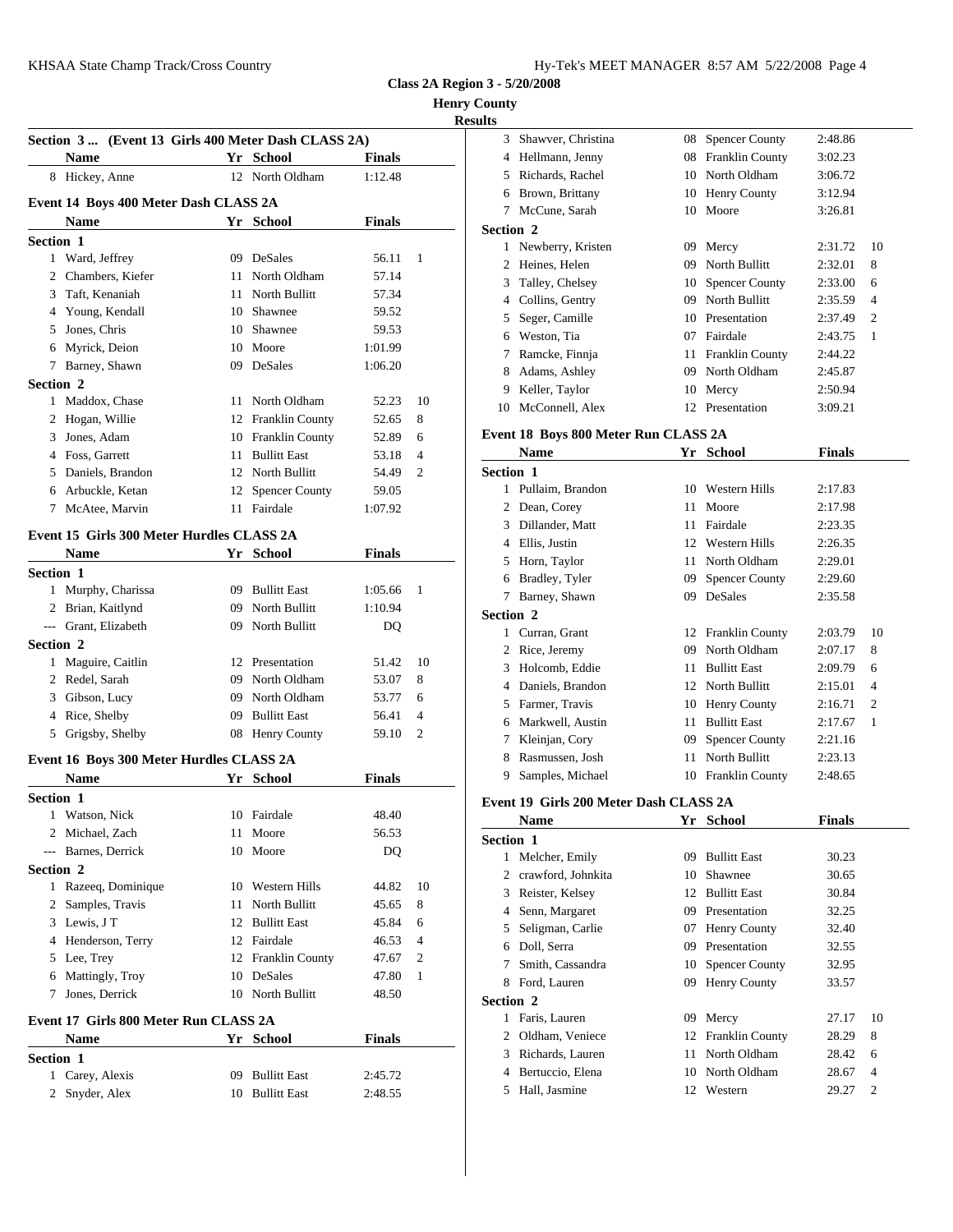**Class 2A Region 3 - 5/20/2008**

**Henry County**

**Results**

### Section 3 ... (Event 13 Girls 400 Meter Dash CLASS 2A)

| | Name | Yr | School | Finals | |
|---|---|---|---|---|---|
| 8 | Hickey, Anne | 12 | North Oldham | 1:12.48 | |

### Event 14 Boys 400 Meter Dash CLASS 2A

| | Name | Yr | School | Finals | |
|---|---|---|---|---|---|
| **Section 1** | | | | | |
| 1 | Ward, Jeffrey | 09 | DeSales | 56.11 | 1 |
| 2 | Chambers, Kiefer | 11 | North Oldham | 57.14 | |
| 3 | Taft, Kenaniah | 11 | North Bullitt | 57.34 | |
| 4 | Young, Kendall | 10 | Shawnee | 59.52 | |
| 5 | Jones, Chris | 10 | Shawnee | 59.53 | |
| 6 | Myrick, Deion | 10 | Moore | 1:01.99 | |
| 7 | Barney, Shawn | 09 | DeSales | 1:06.20 | |
| **Section 2** | | | | | |
| 1 | Maddox, Chase | 11 | North Oldham | 52.23 | 10 |
| 2 | Hogan, Willie | 12 | Franklin County | 52.65 | 8 |
| 3 | Jones, Adam | 10 | Franklin County | 52.89 | 6 |
| 4 | Foss, Garrett | 11 | Bullitt East | 53.18 | 4 |
| 5 | Daniels, Brandon | 12 | North Bullitt | 54.49 | 2 |
| 6 | Arbuckle, Ketan | 12 | Spencer County | 59.05 | |
| 7 | McAtee, Marvin | 11 | Fairdale | 1:07.92 | |

### Event 15 Girls 300 Meter Hurdles CLASS 2A

| | Name | Yr | School | Finals | |
|---|---|---|---|---|---|
| **Section 1** | | | | | |
| 1 | Murphy, Charissa | 09 | Bullitt East | 1:05.66 | 1 |
| 2 | Brian, Kaitlynd | 09 | North Bullitt | 1:10.94 | |
| --- | Grant, Elizabeth | 09 | North Bullitt | DQ | |
| **Section 2** | | | | | |
| 1 | Maguire, Caitlin | 12 | Presentation | 51.42 | 10 |
| 2 | Redel, Sarah | 09 | North Oldham | 53.07 | 8 |
| 3 | Gibson, Lucy | 09 | North Oldham | 53.77 | 6 |
| 4 | Rice, Shelby | 09 | Bullitt East | 56.41 | 4 |
| 5 | Grigsby, Shelby | 08 | Henry County | 59.10 | 2 |

### Event 16 Boys 300 Meter Hurdles CLASS 2A

| | Name | Yr | School | Finals | |
|---|---|---|---|---|---|
| **Section 1** | | | | | |
| 1 | Watson, Nick | 10 | Fairdale | 48.40 | |
| 2 | Michael, Zach | 11 | Moore | 56.53 | |
| --- | Barnes, Derrick | 10 | Moore | DQ | |
| **Section 2** | | | | | |
| 1 | Razeeq, Dominique | 10 | Western Hills | 44.82 | 10 |
| 2 | Samples, Travis | 11 | North Bullitt | 45.65 | 8 |
| 3 | Lewis, J T | 12 | Bullitt East | 45.84 | 6 |
| 4 | Henderson, Terry | 12 | Fairdale | 46.53 | 4 |
| 5 | Lee, Trey | 12 | Franklin County | 47.67 | 2 |
| 6 | Mattingly, Troy | 10 | DeSales | 47.80 | 1 |
| 7 | Jones, Derrick | 10 | North Bullitt | 48.50 | |

### Event 17 Girls 800 Meter Run CLASS 2A

| | Name | Yr | School | Finals | |
|---|---|---|---|---|---|
| **Section 1** | | | | | |
| 1 | Carey, Alexis | 09 | Bullitt East | 2:45.72 | |
| 2 | Snyder, Alex | 10 | Bullitt East | 2:48.55 | |
| 3 | Shawver, Christina | 08 | Spencer County | 2:48.86 | |
| 4 | Hellmann, Jenny | 08 | Franklin County | 3:02.23 | |
| 5 | Richards, Rachel | 10 | North Oldham | 3:06.72 | |
| 6 | Brown, Brittany | 10 | Henry County | 3:12.94 | |
| 7 | McCune, Sarah | 10 | Moore | 3:26.81 | |
| **Section 2** | | | | | |
| 1 | Newberry, Kristen | 09 | Mercy | 2:31.72 | 10 |
| 2 | Heines, Helen | 09 | North Bullitt | 2:32.01 | 8 |
| 3 | Talley, Chelsey | 10 | Spencer County | 2:33.00 | 6 |
| 4 | Collins, Gentry | 09 | North Bullitt | 2:35.59 | 4 |
| 5 | Seger, Camille | 10 | Presentation | 2:37.49 | 2 |
| 6 | Weston, Tia | 07 | Fairdale | 2:43.75 | 1 |
| 7 | Ramcke, Finnja | 11 | Franklin County | 2:44.22 | |
| 8 | Adams, Ashley | 09 | North Oldham | 2:45.87 | |
| 9 | Keller, Taylor | 10 | Mercy | 2:50.94 | |
| 10 | McConnell, Alex | 12 | Presentation | 3:09.21 | |

### Event 18 Boys 800 Meter Run CLASS 2A

| | Name | Yr | School | Finals | |
|---|---|---|---|---|---|
| **Section 1** | | | | | |
| 1 | Pullaim, Brandon | 10 | Western Hills | 2:17.83 | |
| 2 | Dean, Corey | 11 | Moore | 2:17.98 | |
| 3 | Dillander, Matt | 11 | Fairdale | 2:23.35 | |
| 4 | Ellis, Justin | 12 | Western Hills | 2:26.35 | |
| 5 | Horn, Taylor | 11 | North Oldham | 2:29.01 | |
| 6 | Bradley, Tyler | 09 | Spencer County | 2:29.60 | |
| 7 | Barney, Shawn | 09 | DeSales | 2:35.58 | |
| **Section 2** | | | | | |
| 1 | Curran, Grant | 12 | Franklin County | 2:03.79 | 10 |
| 2 | Rice, Jeremy | 09 | North Oldham | 2:07.17 | 8 |
| 3 | Holcomb, Eddie | 11 | Bullitt East | 2:09.79 | 6 |
| 4 | Daniels, Brandon | 12 | North Bullitt | 2:15.01 | 4 |
| 5 | Farmer, Travis | 10 | Henry County | 2:16.71 | 2 |
| 6 | Markwell, Austin | 11 | Bullitt East | 2:17.67 | 1 |
| 7 | Kleinjan, Cory | 09 | Spencer County | 2:21.16 | |
| 8 | Rasmussen, Josh | 11 | North Bullitt | 2:23.13 | |
| 9 | Samples, Michael | 10 | Franklin County | 2:48.65 | |

### Event 19 Girls 200 Meter Dash CLASS 2A

| | Name | Yr | School | Finals | |
|---|---|---|---|---|---|
| **Section 1** | | | | | |
| 1 | Melcher, Emily | 09 | Bullitt East | 30.23 | |
| 2 | crawford, Johnkita | 10 | Shawnee | 30.65 | |
| 3 | Reister, Kelsey | 12 | Bullitt East | 30.84 | |
| 4 | Senn, Margaret | 09 | Presentation | 32.25 | |
| 5 | Seligman, Carlie | 07 | Henry County | 32.40 | |
| 6 | Doll, Serra | 09 | Presentation | 32.55 | |
| 7 | Smith, Cassandra | 10 | Spencer County | 32.95 | |
| 8 | Ford, Lauren | 09 | Henry County | 33.57 | |
| **Section 2** | | | | | |
| 1 | Faris, Lauren | 09 | Mercy | 27.17 | 10 |
| 2 | Oldham, Veniece | 12 | Franklin County | 28.29 | 8 |
| 3 | Richards, Lauren | 11 | North Oldham | 28.42 | 6 |
| 4 | Bertuccio, Elena | 10 | North Oldham | 28.67 | 4 |
| 5 | Hall, Jasmine | 12 | Western | 29.27 | 2 |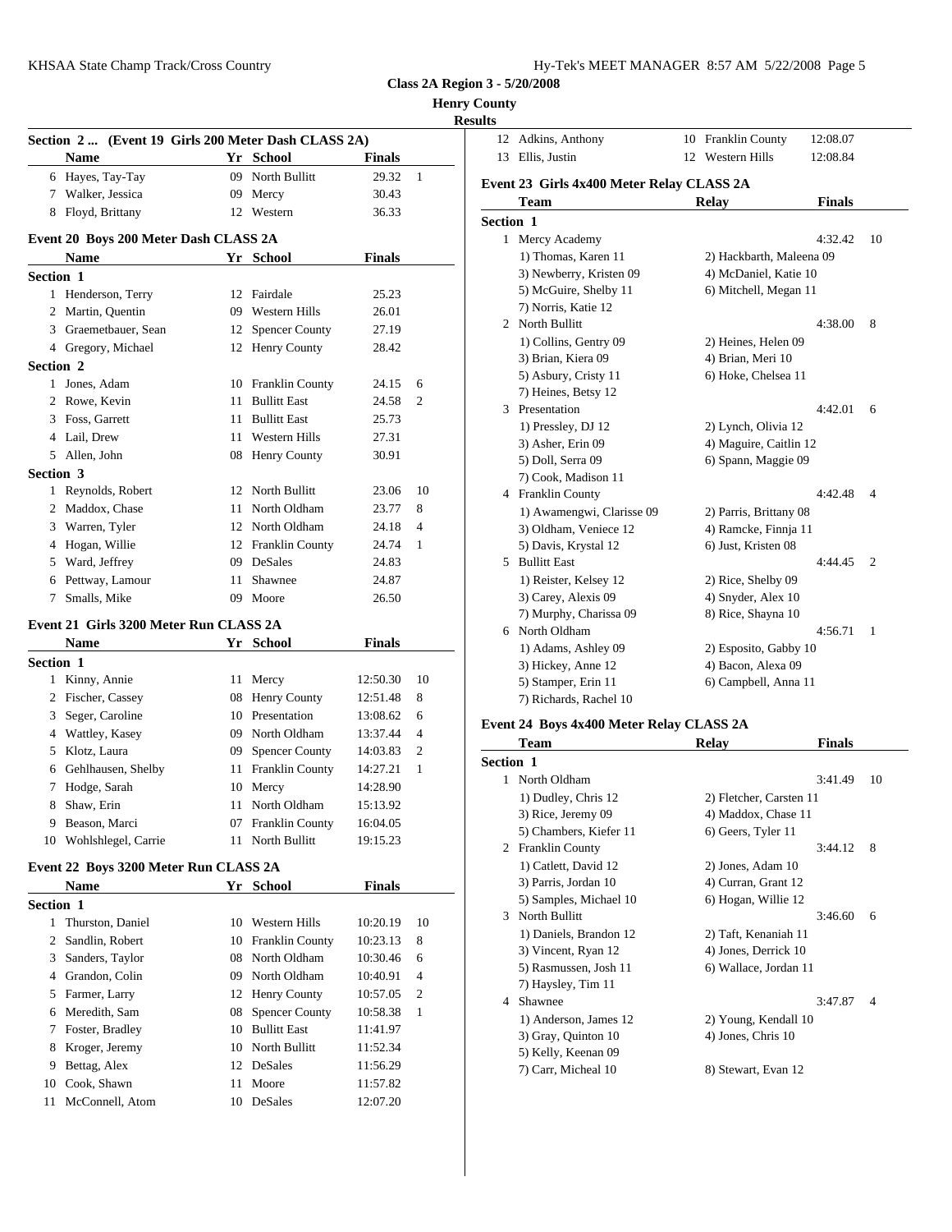**Class 2A Region 3 - 5/20/2008**

**Henry County**

**Results**

### Section 2 ... (Event 19 Girls 200 Meter Dash CLASS 2A)

| | Name | Yr | School | Finals | |
|---|---|---|---|---|---|
| 6 | Hayes, Tay-Tay | 09 | North Bullitt | 29.32 | 1 |
| 7 | Walker, Jessica | 09 | Mercy | 30.43 | |
| 8 | Floyd, Brittany | 12 | Western | 36.33 | |

### Event 20 Boys 200 Meter Dash CLASS 2A

| | Name | Yr | School | Finals | |
|---|---|---|---|---|---|
| **Section 1** | | | | | |
| 1 | Henderson, Terry | 12 | Fairdale | 25.23 | |
| 2 | Martin, Quentin | 09 | Western Hills | 26.01 | |
| 3 | Graemetbauer, Sean | 12 | Spencer County | 27.19 | |
| 4 | Gregory, Michael | 12 | Henry County | 28.42 | |
| **Section 2** | | | | | |
| 1 | Jones, Adam | 10 | Franklin County | 24.15 | 6 |
| 2 | Rowe, Kevin | 11 | Bullitt East | 24.58 | 2 |
| 3 | Foss, Garrett | 11 | Bullitt East | 25.73 | |
| 4 | Lail, Drew | 11 | Western Hills | 27.31 | |
| 5 | Allen, John | 08 | Henry County | 30.91 | |
| **Section 3** | | | | | |
| 1 | Reynolds, Robert | 12 | North Bullitt | 23.06 | 10 |
| 2 | Maddox, Chase | 11 | North Oldham | 23.77 | 8 |
| 3 | Warren, Tyler | 12 | North Oldham | 24.18 | 4 |
| 4 | Hogan, Willie | 12 | Franklin County | 24.74 | 1 |
| 5 | Ward, Jeffrey | 09 | DeSales | 24.83 | |
| 6 | Pettway, Lamour | 11 | Shawnee | 24.87 | |
| 7 | Smalls, Mike | 09 | Moore | 26.50 | |

### Event 21 Girls 3200 Meter Run CLASS 2A

| | Name | Yr | School | Finals | |
|---|---|---|---|---|---|
| **Section 1** | | | | | |
| 1 | Kinny, Annie | 11 | Mercy | 12:50.30 | 10 |
| 2 | Fischer, Cassey | 08 | Henry County | 12:51.48 | 8 |
| 3 | Seger, Caroline | 10 | Presentation | 13:08.62 | 6 |
| 4 | Wattley, Kasey | 09 | North Oldham | 13:37.44 | 4 |
| 5 | Klotz, Laura | 09 | Spencer County | 14:03.83 | 2 |
| 6 | Gehlhausen, Shelby | 11 | Franklin County | 14:27.21 | 1 |
| 7 | Hodge, Sarah | 10 | Mercy | 14:28.90 | |
| 8 | Shaw, Erin | 11 | North Oldham | 15:13.92 | |
| 9 | Beason, Marci | 07 | Franklin County | 16:04.05 | |
| 10 | Wohlshlegel, Carrie | 11 | North Bullitt | 19:15.23 | |

### Event 22 Boys 3200 Meter Run CLASS 2A

| | Name | Yr | School | Finals | |
|---|---|---|---|---|---|
| **Section 1** | | | | | |
| 1 | Thurston, Daniel | 10 | Western Hills | 10:20.19 | 10 |
| 2 | Sandlin, Robert | 10 | Franklin County | 10:23.13 | 8 |
| 3 | Sanders, Taylor | 08 | North Oldham | 10:30.46 | 6 |
| 4 | Grandon, Colin | 09 | North Oldham | 10:40.91 | 4 |
| 5 | Farmer, Larry | 12 | Henry County | 10:57.05 | 2 |
| 6 | Meredith, Sam | 08 | Spencer County | 10:58.38 | 1 |
| 7 | Foster, Bradley | 10 | Bullitt East | 11:41.97 | |
| 8 | Kroger, Jeremy | 10 | North Bullitt | 11:52.34 | |
| 9 | Bettag, Alex | 12 | DeSales | 11:56.29 | |
| 10 | Cook, Shawn | 11 | Moore | 11:57.82 | |
| 11 | McConnell, Atom | 10 | DeSales | 12:07.20 | |
| 12 | Adkins, Anthony | 10 | Franklin County | 12:08.07 | |
| 13 | Ellis, Justin | 12 | Western Hills | 12:08.84 | |

### Event 23 Girls 4x400 Meter Relay CLASS 2A

| | Team | Relay | Finals | |
|---|---|---|---|---|
| **Section 1** | | | | |
| 1 | Mercy Academy | | 4:32.42 | 10 |
| | 1) Thomas, Karen 11 | 2) Hackbarth, Maleena 09 | | |
| | 3) Newberry, Kristen 09 | 4) McDaniel, Katie 10 | | |
| | 5) McGuire, Shelby 11 | 6) Mitchell, Megan 11 | | |
| | 7) Norris, Katie 12 | | | |
| 2 | North Bullitt | | 4:38.00 | 8 |
| | 1) Collins, Gentry 09 | 2) Heines, Helen 09 | | |
| | 3) Brian, Kiera 09 | 4) Brian, Meri 10 | | |
| | 5) Asbury, Cristy 11 | 6) Hoke, Chelsea 11 | | |
| | 7) Heines, Betsy 12 | | | |
| 3 | Presentation | | 4:42.01 | 6 |
| | 1) Pressley, DJ 12 | 2) Lynch, Olivia 12 | | |
| | 3) Asher, Erin 09 | 4) Maguire, Caitlin 12 | | |
| | 5) Doll, Serra 09 | 6) Spann, Maggie 09 | | |
| | 7) Cook, Madison 11 | | | |
| 4 | Franklin County | | 4:42.48 | 4 |
| | 1) Awamengwi, Clarisse 09 | 2) Parris, Brittany 08 | | |
| | 3) Oldham, Veniece 12 | 4) Ramcke, Finnja 11 | | |
| | 5) Davis, Krystal 12 | 6) Just, Kristen 08 | | |
| 5 | Bullitt East | | 4:44.45 | 2 |
| | 1) Reister, Kelsey 12 | 2) Rice, Shelby 09 | | |
| | 3) Carey, Alexis 09 | 4) Snyder, Alex 10 | | |
| | 7) Murphy, Charissa 09 | 8) Rice, Shayna 10 | | |
| 6 | North Oldham | | 4:56.71 | 1 |
| | 1) Adams, Ashley 09 | 2) Esposito, Gabby 10 | | |
| | 3) Hickey, Anne 12 | 4) Bacon, Alexa 09 | | |
| | 5) Stamper, Erin 11 | 6) Campbell, Anna 11 | | |
| | 7) Richards, Rachel 10 | | | |

### Event 24 Boys 4x400 Meter Relay CLASS 2A

| | Team | Relay | Finals | |
|---|---|---|---|---|
| **Section 1** | | | | |
| 1 | North Oldham | | 3:41.49 | 10 |
| | 1) Dudley, Chris 12 | 2) Fletcher, Carsten 11 | | |
| | 3) Rice, Jeremy 09 | 4) Maddox, Chase 11 | | |
| | 5) Chambers, Kiefer 11 | 6) Geers, Tyler 11 | | |
| 2 | Franklin County | | 3:44.12 | 8 |
| | 1) Catlett, David 12 | 2) Jones, Adam 10 | | |
| | 3) Parris, Jordan 10 | 4) Curran, Grant 12 | | |
| | 5) Samples, Michael 10 | 6) Hogan, Willie 12 | | |
| 3 | North Bullitt | | 3:46.60 | 6 |
| | 1) Daniels, Brandon 12 | 2) Taft, Kenaniah 11 | | |
| | 3) Vincent, Ryan 12 | 4) Jones, Derrick 10 | | |
| | 5) Rasmussen, Josh 11 | 6) Wallace, Jordan 11 | | |
| | 7) Haysley, Tim 11 | | | |
| 4 | Shawnee | | 3:47.87 | 4 |
| | 1) Anderson, James 12 | 2) Young, Kendall 10 | | |
| | 3) Gray, Quinton 10 | 4) Jones, Chris 10 | | |
| | 5) Kelly, Keenan 09 | | | |
| | 7) Carr, Micheal 10 | 8) Stewart, Evan 12 | | |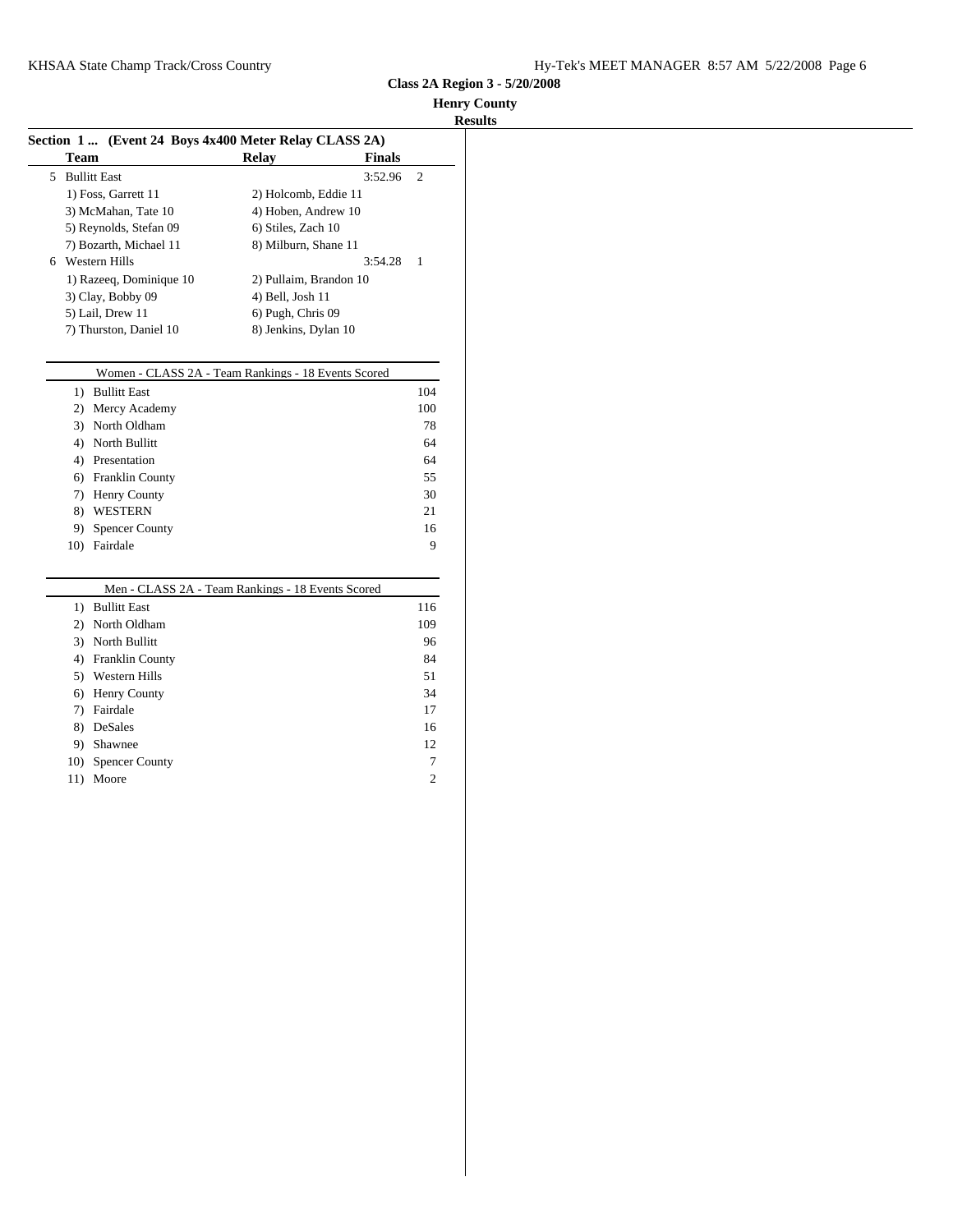## Class 2A Region 3 - 5/20/2008

### Henry County

### Results

**Section 1 ... (Event 24 Boys 4x400 Meter Relay CLASS 2A)**

| | Team | Relay | Finals | |
|---|---|---|---|---|
| 5 | Bullitt East | | 3:52.96 | 2 |
| | 1) Foss, Garrett 11 | 2) Holcomb, Eddie 11 | | |
| | 3) McMahan, Tate 10 | 4) Hoben, Andrew 10 | | |
| | 5) Reynolds, Stefan 09 | 6) Stiles, Zach 10 | | |
| | 7) Bozarth, Michael 11 | 8) Milburn, Shane 11 | | |
| 6 | Western Hills | | 3:54.28 | 1 |
| | 1) Razeeq, Dominique 10 | 2) Pullaim, Brandon 10 | | |
| | 3) Clay, Bobby 09 | 4) Bell, Josh 11 | | |
| | 5) Lail, Drew 11 | 6) Pugh, Chris 09 | | |
| | 7) Thurston, Daniel 10 | 8) Jenkins, Dylan 10 | | |

**Women - CLASS 2A - Team Rankings - 18 Events Scored**

| | | |
|---|---|---|
| 1) | Bullitt East | 104 |
| 2) | Mercy Academy | 100 |
| 3) | North Oldham | 78 |
| 4) | North Bullitt | 64 |
| 4) | Presentation | 64 |
| 6) | Franklin County | 55 |
| 7) | Henry County | 30 |
| 8) | WESTERN | 21 |
| 9) | Spencer County | 16 |
| 10) | Fairdale | 9 |

**Men - CLASS 2A - Team Rankings - 18 Events Scored**

| | | |
|---|---|---|
| 1) | Bullitt East | 116 |
| 2) | North Oldham | 109 |
| 3) | North Bullitt | 96 |
| 4) | Franklin County | 84 |
| 5) | Western Hills | 51 |
| 6) | Henry County | 34 |
| 7) | Fairdale | 17 |
| 8) | DeSales | 16 |
| 9) | Shawnee | 12 |
| 10) | Spencer County | 7 |
| 11) | Moore | 2 |